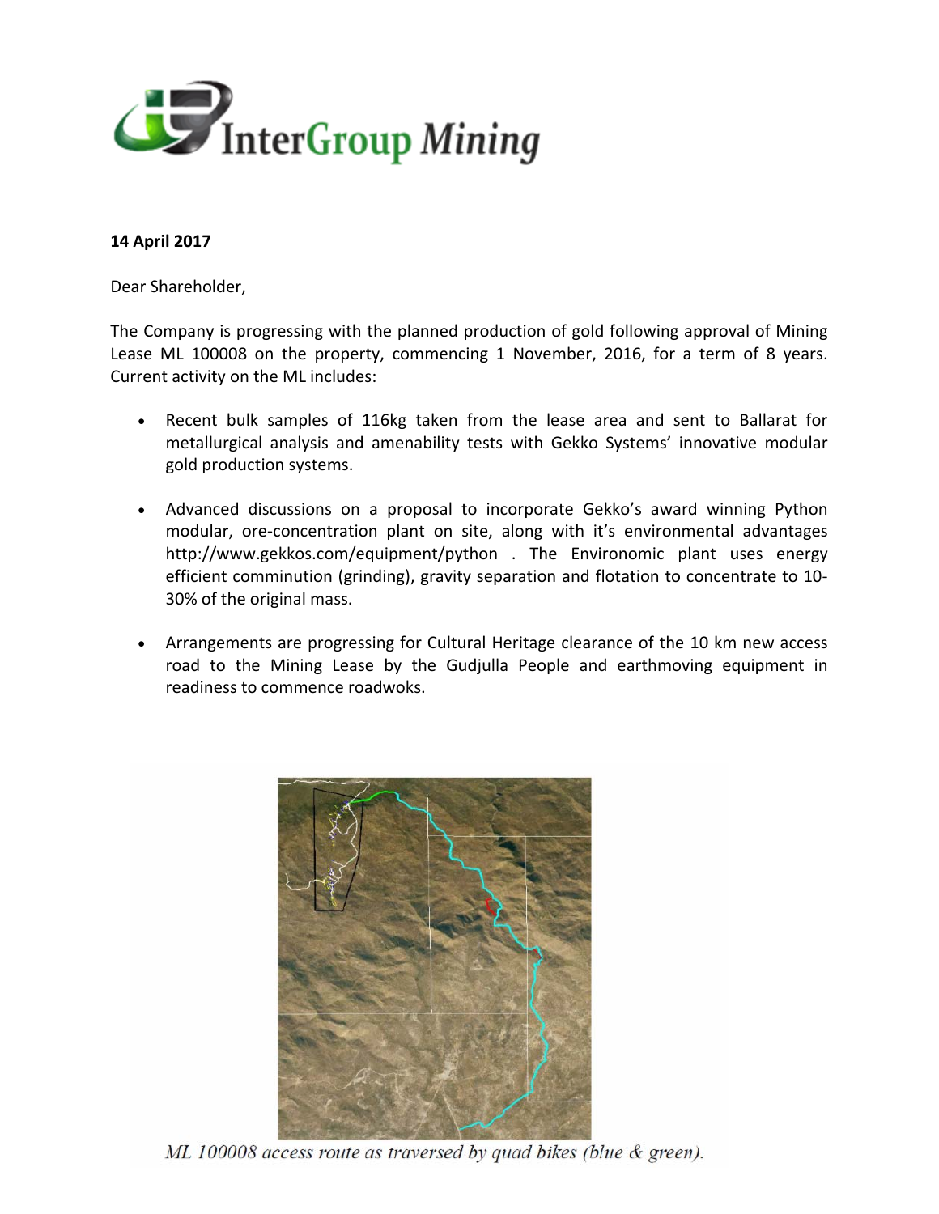14 April 2017

Dear Shareholder,

The Company is progressing with the planned production of gold following approval of Mining Lease ML 100008 on the property, commencing 1 November, 2016, for a term of 8 years. Current activity on the ML includes:

- Recent bulk samples of 116kg taken from the lease area and sent to Ballarat for metallurgical analysis and amenability tests with Gekko Systems' innovative modular gold production systems.

- Advanced discussions on a proposal to incorporate Gekko's award winning Python modular, ore-concentration plant on site, along with it's environmental advantages http://www.gekkos.com/equipment/python . The Environomic plant uses energy efficient comminution (grinding), gravity separation and flotation to concentrate to 10-30% of the original mass.

- Arrangements are progressing for Cultural Heritage clearance of the 10 km new access road to the Mining Lease by the Gudjulla People and earthmoving equipment in readiness to commence roadwoks.

*ML 100008 access route as traversed by quad bikes (blue & green).*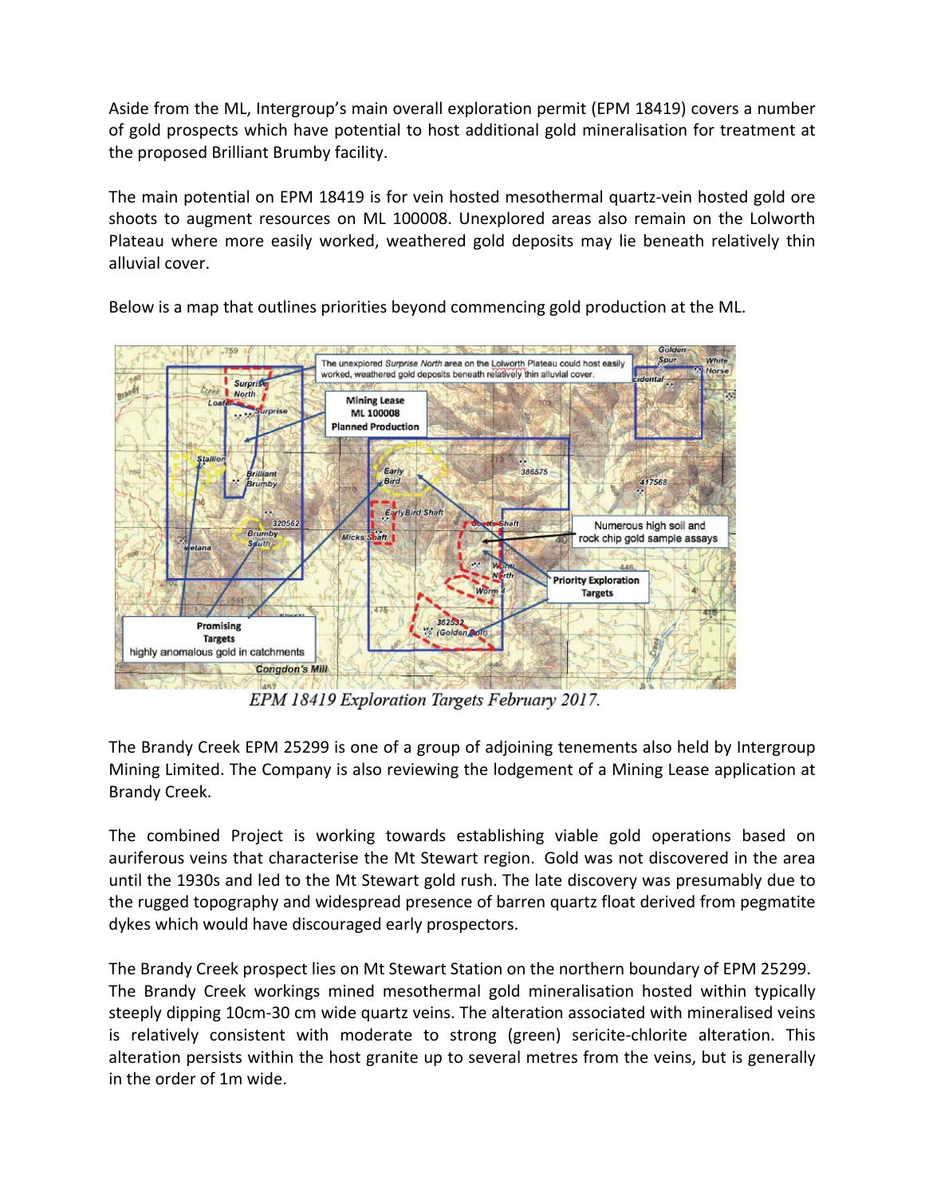Aside from the ML, Intergroup's main overall exploration permit (EPM 18419) covers a number of gold prospects which have potential to host additional gold mineralisation for treatment at the proposed Brilliant Brumby facility.

The main potential on EPM 18419 is for vein hosted mesothermal quartz-vein hosted gold ore shoots to augment resources on ML 100008. Unexplored areas also remain on the Lolworth Plateau where more easily worked, weathered gold deposits may lie beneath relatively thin alluvial cover.

Below is a map that outlines priorities beyond commencing gold production at the ML.

*EPM 18419 Exploration Targets February 2017.*

The Brandy Creek EPM 25299 is one of a group of adjoining tenements also held by Intergroup Mining Limited. The Company is also reviewing the lodgement of a Mining Lease application at Brandy Creek.

The combined Project is working towards establishing viable gold operations based on auriferous veins that characterise the Mt Stewart region. Gold was not discovered in the area until the 1930s and led to the Mt Stewart gold rush. The late discovery was presumably due to the rugged topography and widespread presence of barren quartz float derived from pegmatite dykes which would have discouraged early prospectors.

The Brandy Creek prospect lies on Mt Stewart Station on the northern boundary of EPM 25299. The Brandy Creek workings mined mesothermal gold mineralisation hosted within typically steeply dipping 10cm-30 cm wide quartz veins. The alteration associated with mineralised veins is relatively consistent with moderate to strong (green) sericite-chlorite alteration. This alteration persists within the host granite up to several metres from the veins, but is generally in the order of 1m wide.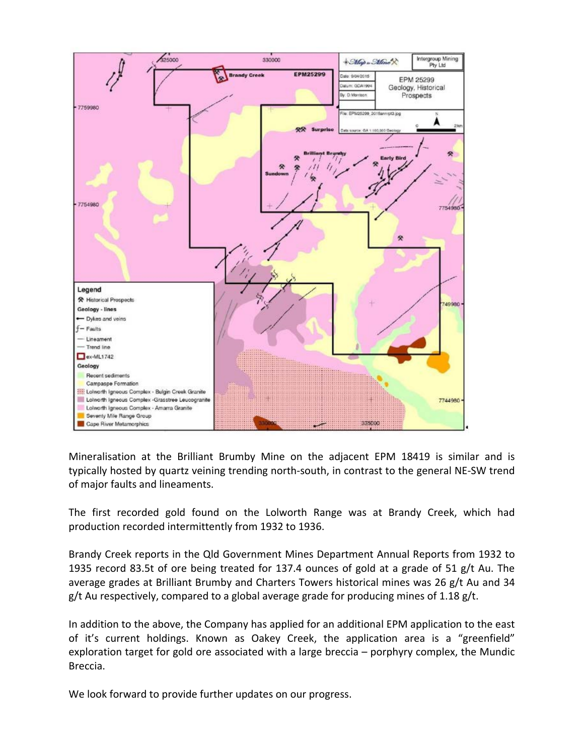Mineralisation at the Brilliant Brumby Mine on the adjacent EPM 18419 is similar and is typically hosted by quartz veining trending north-south, in contrast to the general NE-SW trend of major faults and lineaments.

The first recorded gold found on the Lolworth Range was at Brandy Creek, which had production recorded intermittently from 1932 to 1936.

Brandy Creek reports in the Qld Government Mines Department Annual Reports from 1932 to 1935 record 83.5t of ore being treated for 137.4 ounces of gold at a grade of 51 g/t Au. The average grades at Brilliant Brumby and Charters Towers historical mines was 26 g/t Au and 34 g/t Au respectively, compared to a global average grade for producing mines of 1.18 g/t.

In addition to the above, the Company has applied for an additional EPM application to the east of it's current holdings. Known as Oakey Creek, the application area is a "greenfield" exploration target for gold ore associated with a large breccia – porphyry complex, the Mundic Breccia.

We look forward to provide further updates on our progress.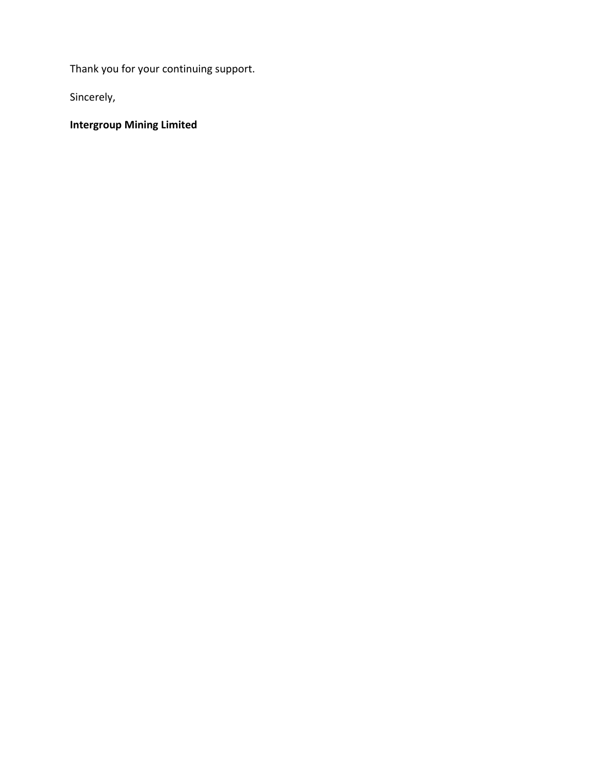Thank you for your continuing support.

Sincerely,

**Intergroup Mining Limited**